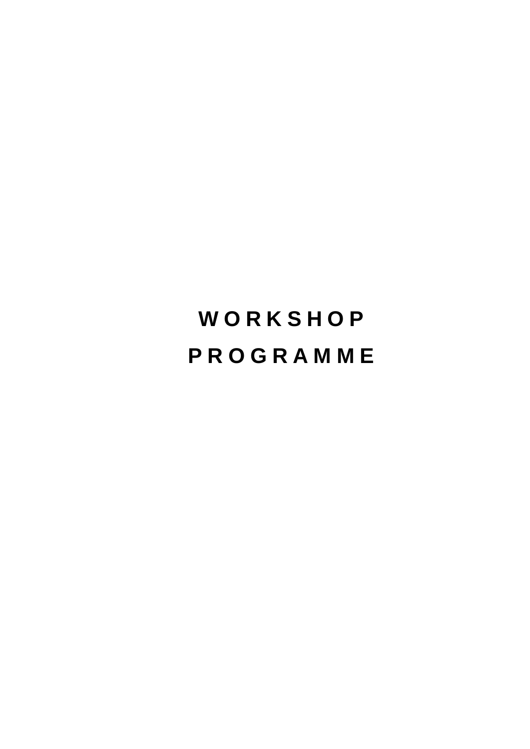# WORKSHOP PROGRAMME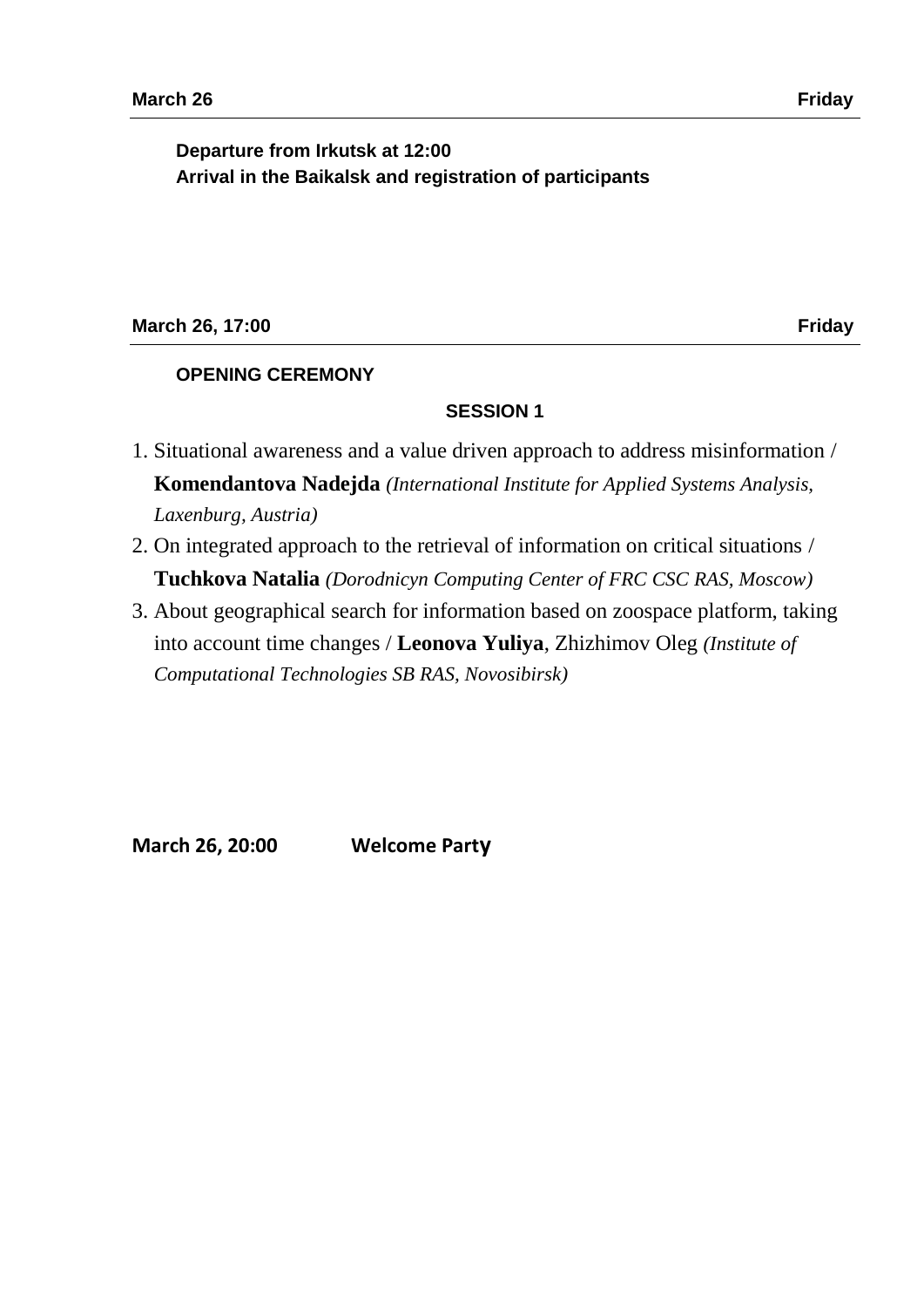**March 26** **Friday**

**Departure from Irkutsk at 12:00**
**Arrival in the Baikalsk and registration of participants**

**March 26, 17:00** **Friday**

**OPENING CEREMONY**

**SESSION 1**

1. Situational awareness and a value driven approach to address misinformation / **Komendantova Nadejda** *(International Institute for Applied Systems Analysis, Laxenburg, Austria)*
2. On integrated approach to the retrieval of information on critical situations / **Tuchkova Natalia** *(Dorodnicyn Computing Center of FRC CSC RAS, Moscow)*
3. About geographical search for information based on zoospace platform, taking into account time changes / **Leonova Yuliya**, Zhizhimov Oleg *(Institute of Computational Technologies SB RAS, Novosibirsk)*

**March 26, 20:00** **Welcome Party**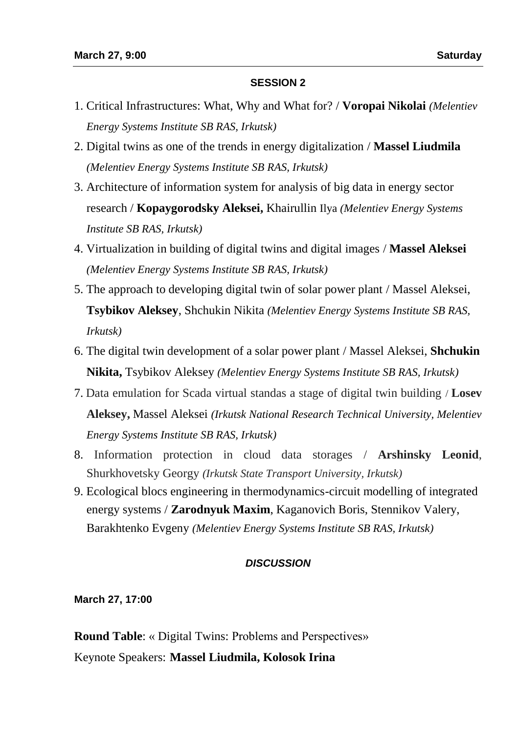**March 27, 9:00** **Saturday**

**SESSION 2**

1. Critical Infrastructures: What, Why and What for? / **Voropai Nikolai** *(Melentiev Energy Systems Institute SB RAS, Irkutsk)*
2. Digital twins as one of the trends in energy digitalization / **Massel Liudmila** *(Melentiev Energy Systems Institute SB RAS, Irkutsk)*
3. Architecture of information system for analysis of big data in energy sector research / **Kopaygorodsky Aleksei,** Khairullin Ilya *(Melentiev Energy Systems Institute SB RAS, Irkutsk)*
4. Virtualization in building of digital twins and digital images / **Massel Aleksei** *(Melentiev Energy Systems Institute SB RAS, Irkutsk)*
5. The approach to developing digital twin of solar power plant / Massel Aleksei, **Tsybikov Aleksey**, Shchukin Nikita *(Melentiev Energy Systems Institute SB RAS, Irkutsk)*
6. The digital twin development of a solar power plant / Massel Aleksei, **Shchukin Nikita,** Tsybikov Aleksey *(Melentiev Energy Systems Institute SB RAS, Irkutsk)*
7. Data emulation for Scada virtual standas a stage of digital twin building / **Losev Aleksey,** Massel Aleksei *(Irkutsk National Research Technical University, Melentiev Energy Systems Institute SB RAS, Irkutsk)*
8. Information protection in cloud data storages / **Arshinsky Leonid**, Shurkhovetsky Georgy *(Irkutsk State Transport University, Irkutsk)*
9. Ecological blocs engineering in thermodynamics-circuit modelling of integrated energy systems / **Zarodnyuk Maxim**, Kaganovich Boris, Stennikov Valery, Barakhtenko Evgeny *(Melentiev Energy Systems Institute SB RAS, Irkutsk)*

***DISCUSSION***

**March 27, 17:00**

**Round Table**: « Digital Twins: Problems and Perspectives»

Keynote Speakers: **Massel Liudmila, Kolosok Irina**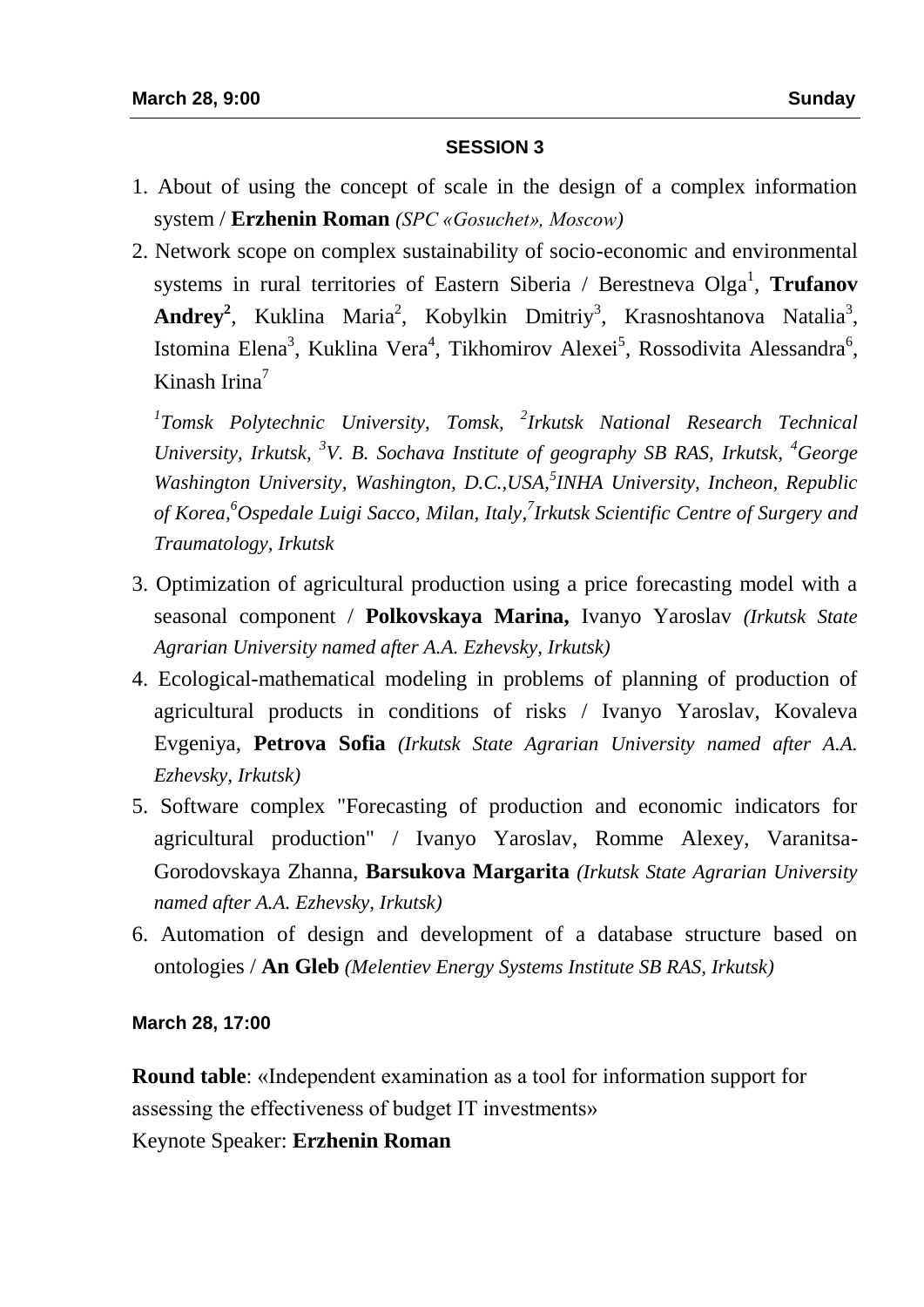**March 28, 9:00** **Sunday**

## SESSION 3

1. About of using the concept of scale in the design of a complex information system / **Erzhenin Roman** *(SPC «Gosuchet», Moscow)*
2. Network scope on complex sustainability of socio-economic and environmental systems in rural territories of Eastern Siberia / Berestneva Olga[1], **Trufanov Andrey[2]**, Kuklina Maria[2], Kobylkin Dmitriy[3], Krasnoshtanova Natalia[3], Istomina Elena[3], Kuklina Vera[4], Tikhomirov Alexei[5], Rossodivita Alessandra[6], Kinash Irina[7]

   *[1]Tomsk Polytechnic University, Tomsk, [2]Irkutsk National Research Technical University, Irkutsk, [3]V. B. Sochava Institute of geography SB RAS, Irkutsk, [4]George Washington University, Washington, D.C.,USA,[5]INHA University, Incheon, Republic of Korea,[6]Ospedale Luigi Sacco, Milan, Italy,[7]Irkutsk Scientific Centre of Surgery and Traumatology, Irkutsk*

3. Optimization of agricultural production using a price forecasting model with a seasonal component / **Polkovskaya Marina,** Ivanyo Yaroslav *(Irkutsk State Agrarian University named after A.A. Ezhevsky, Irkutsk)*
4. Ecological-mathematical modeling in problems of planning of production of agricultural products in conditions of risks / Ivanyo Yaroslav, Kovaleva Evgeniya, **Petrova Sofia** *(Irkutsk State Agrarian University named after A.A. Ezhevsky, Irkutsk)*
5. Software complex "Forecasting of production and economic indicators for agricultural production" / Ivanyo Yaroslav, Romme Alexey, Varanitsa-Gorodovskaya Zhanna, **Barsukova Margarita** *(Irkutsk State Agrarian University named after A.A. Ezhevsky, Irkutsk)*
6. Automation of design and development of a database structure based on ontologies / **An Gleb** *(Melentiev Energy Systems Institute SB RAS, Irkutsk)*

**March 28, 17:00**

**Round table**: «Independent examination as a tool for information support for assessing the effectiveness of budget IT investments»
Keynote Speaker: **Erzhenin Roman**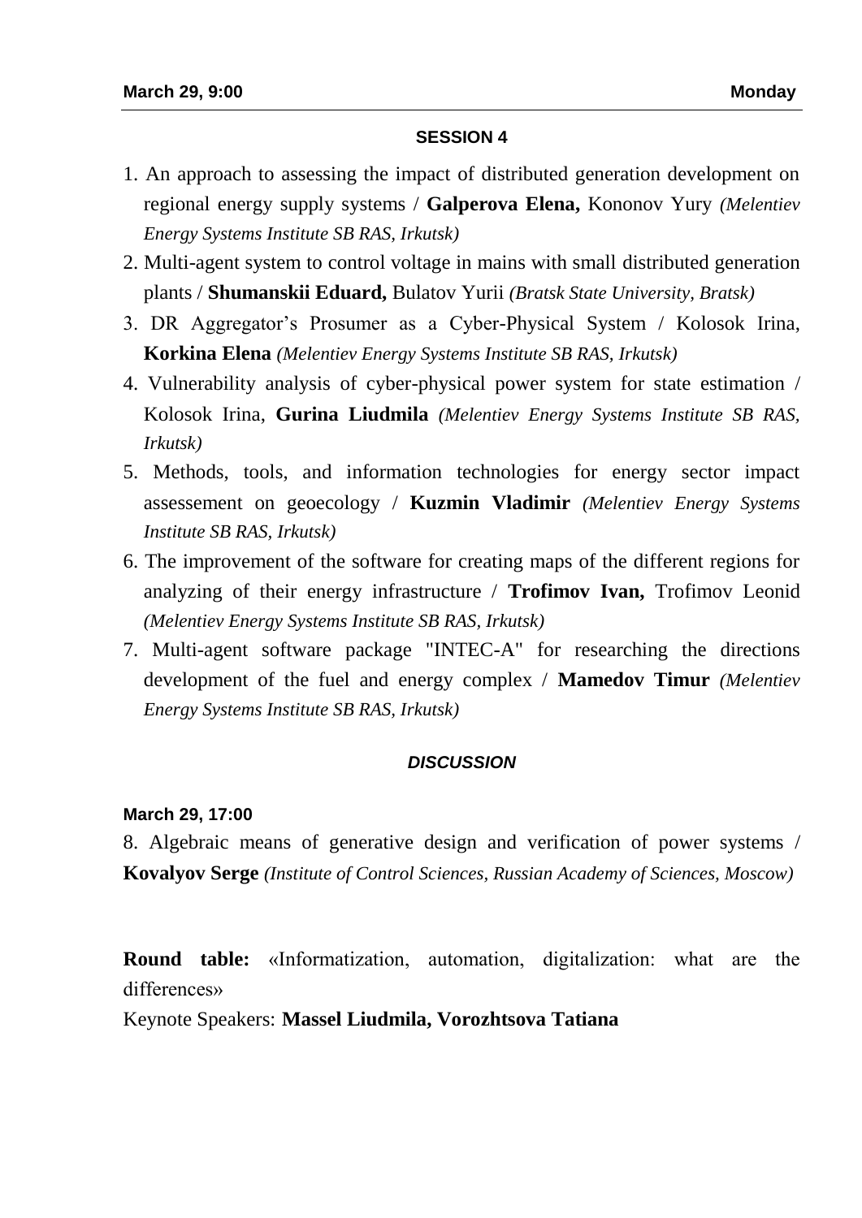**March 29, 9:00** **Monday**

## SESSION 4

1. An approach to assessing the impact of distributed generation development on regional energy supply systems / **Galperova Elena,** Kononov Yury *(Melentiev Energy Systems Institute SB RAS, Irkutsk)*
2. Multi-agent system to control voltage in mains with small distributed generation plants / **Shumanskii Eduard,** Bulatov Yurii *(Bratsk State University, Bratsk)*
3. DR Aggregator's Prosumer as a Cyber-Physical System / Kolosok Irina, **Korkina Elena** *(Melentiev Energy Systems Institute SB RAS, Irkutsk)*
4. Vulnerability analysis of cyber-physical power system for state estimation / Kolosok Irina, **Gurina Liudmila** *(Melentiev Energy Systems Institute SB RAS, Irkutsk)*
5. Methods, tools, and information technologies for energy sector impact assessement on geoecology / **Kuzmin Vladimir** *(Melentiev Energy Systems Institute SB RAS, Irkutsk)*
6. The improvement of the software for creating maps of the different regions for analyzing of their energy infrastructure / **Trofimov Ivan,** Trofimov Leonid *(Melentiev Energy Systems Institute SB RAS, Irkutsk)*
7. Multi-agent software package "INTEC-A" for researching the directions development of the fuel and energy complex / **Mamedov Timur** *(Melentiev Energy Systems Institute SB RAS, Irkutsk)*

***DISCUSSION***

**March 29, 17:00**

8. Algebraic means of generative design and verification of power systems / **Kovalyov Serge** *(Institute of Control Sciences, Russian Academy of Sciences, Moscow)*

**Round table:** «Informatization, automation, digitalization: what are the differences»

Keynote Speakers: **Massel Liudmila, Vorozhtsova Tatiana**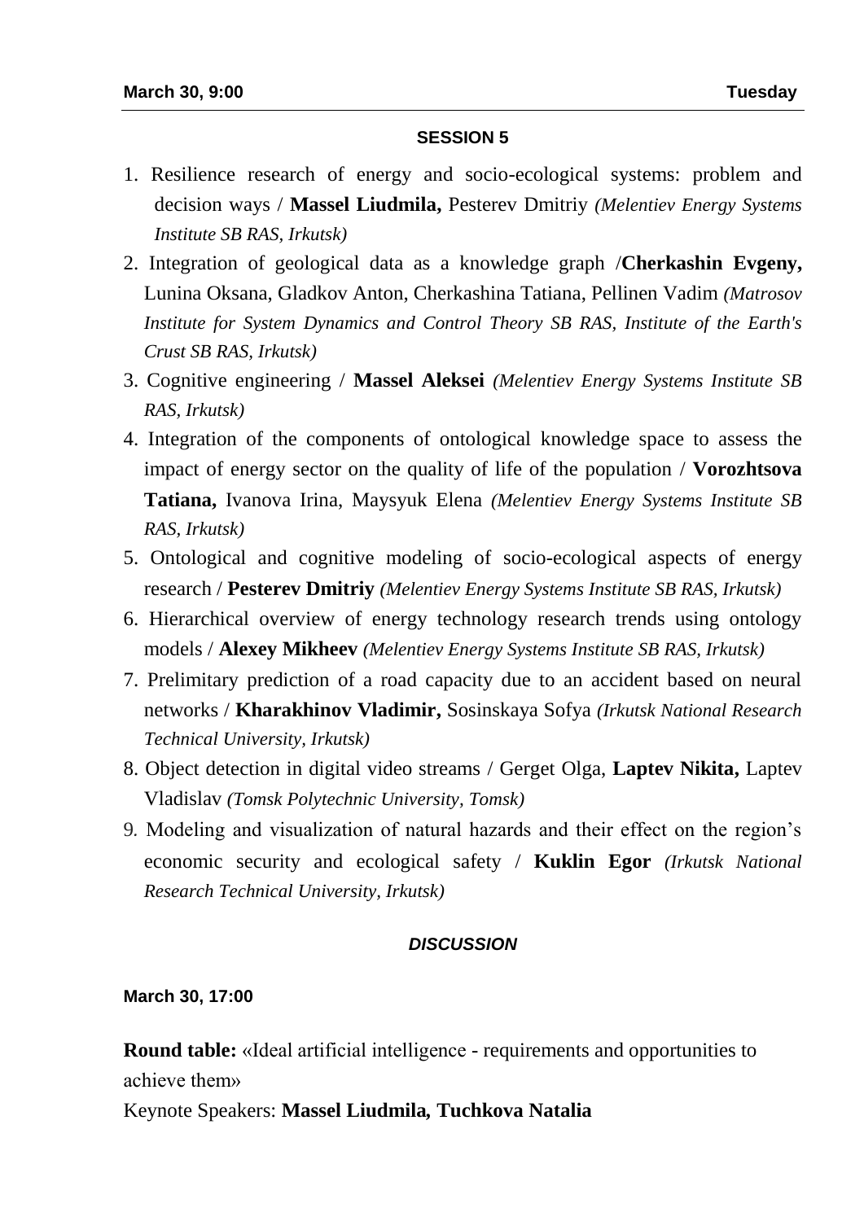**March 30, 9:00** **Tuesday**

## SESSION 5

1. Resilience research of energy and socio-ecological systems: problem and decision ways / **Massel Liudmila,** Pesterev Dmitriy *(Melentiev Energy Systems Institute SB RAS, Irkutsk)*
2. Integration of geological data as a knowledge graph /**Cherkashin Evgeny,** Lunina Oksana, Gladkov Anton, Cherkashina Tatiana, Pellinen Vadim *(Matrosov Institute for System Dynamics and Control Theory SB RAS, Institute of the Earth's Crust SB RAS, Irkutsk)*
3. Cognitive engineering / **Massel Aleksei** *(Melentiev Energy Systems Institute SB RAS, Irkutsk)*
4. Integration of the components of ontological knowledge space to assess the impact of energy sector on the quality of life of the population / **Vorozhtsova Tatiana,** Ivanova Irina, Maysyuk Elena *(Melentiev Energy Systems Institute SB RAS, Irkutsk)*
5. Ontological and cognitive modeling of socio-ecological aspects of energy research / **Pesterev Dmitriy** *(Melentiev Energy Systems Institute SB RAS, Irkutsk)*
6. Hierarchical overview of energy technology research trends using ontology models / **Alexey Mikheev** *(Melentiev Energy Systems Institute SB RAS, Irkutsk)*
7. Prelimitary prediction of a road capacity due to an accident based on neural networks / **Kharakhinov Vladimir,** Sosinskaya Sofya *(Irkutsk National Research Technical University, Irkutsk)*
8. Object detection in digital video streams / Gerget Olga, **Laptev Nikita,** Laptev Vladislav *(Tomsk Polytechnic University, Tomsk)*
9. Modeling and visualization of natural hazards and their effect on the region's economic security and ecological safety / **Kuklin Egor** *(Irkutsk National Research Technical University, Irkutsk)*

***DISCUSSION***

**March 30, 17:00**

**Round table:** «Ideal artificial intelligence - requirements and opportunities to achieve them»

Keynote Speakers: **Massel Liudmila, Tuchkova Natalia**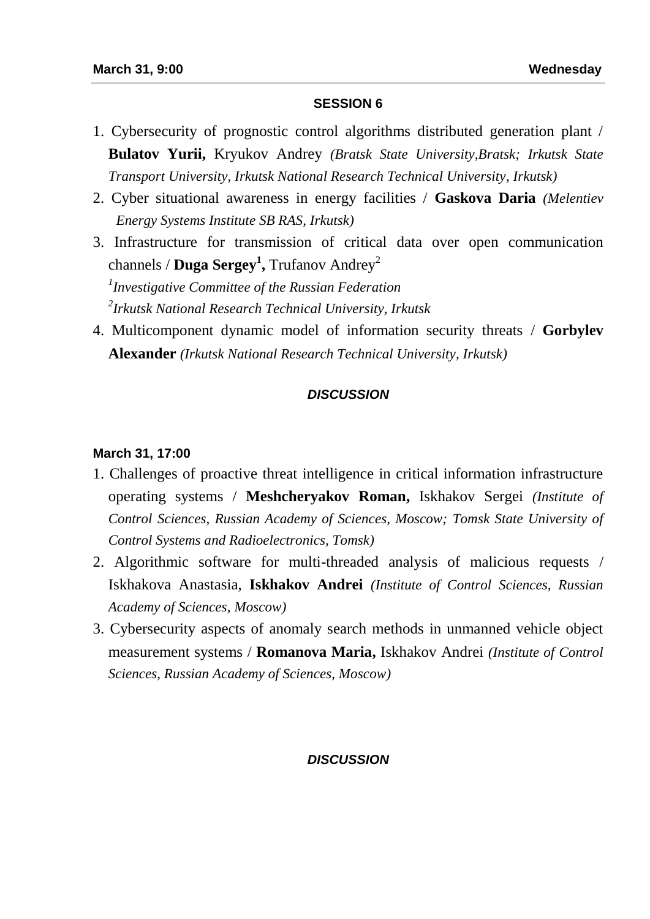**March 31, 9:00** **Wednesday**

## SESSION 6

1. Cybersecurity of prognostic control algorithms distributed generation plant / **Bulatov Yurii,** Kryukov Andrey *(Bratsk State University,Bratsk; Irkutsk State Transport University, Irkutsk National Research Technical University, Irkutsk)*
2. Cyber situational awareness in energy facilities / **Gaskova Daria** *(Melentiev Energy Systems Institute SB RAS, Irkutsk)*
3. Infrastructure for transmission of critical data over open communication channels / **Duga Sergey[1],** Trufanov Andrey[2]
   *[1]Investigative Committee of the Russian Federation*
   *[2]Irkutsk National Research Technical University, Irkutsk*
4. Multicomponent dynamic model of information security threats / **Gorbylev Alexander** *(Irkutsk National Research Technical University, Irkutsk)*

***DISCUSSION***

**March 31, 17:00**

1. Challenges of proactive threat intelligence in critical information infrastructure operating systems / **Meshcheryakov Roman,** Iskhakov Sergei *(Institute of Control Sciences, Russian Academy of Sciences, Moscow; Tomsk State University of Control Systems and Radioelectronics, Tomsk)*
2. Algorithmic software for multi-threaded analysis of malicious requests / Iskhakova Anastasia, **Iskhakov Andrei** *(Institute of Control Sciences, Russian Academy of Sciences, Moscow)*
3. Cybersecurity aspects of anomaly search methods in unmanned vehicle object measurement systems / **Romanova Maria,** Iskhakov Andrei *(Institute of Control Sciences, Russian Academy of Sciences, Moscow)*

***DISCUSSION***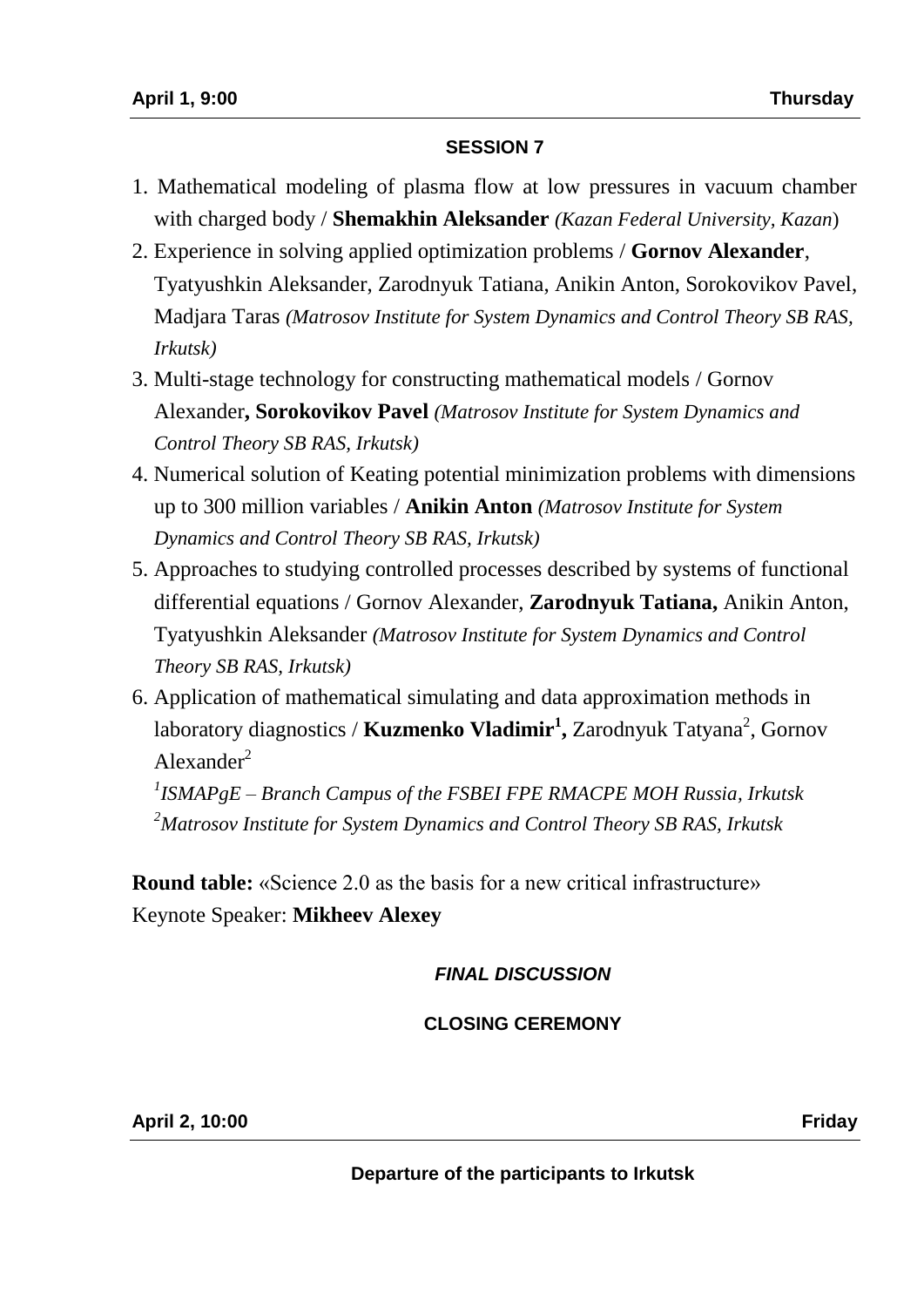**April 1, 9:00** **Thursday**

**SESSION 7**

1. Mathematical modeling of plasma flow at low pressures in vacuum chamber with charged body / **Shemakhin Aleksander** *(Kazan Federal University, Kazan*)
2. Experience in solving applied optimization problems / **Gornov Alexander**, Tyatyushkin Aleksander, Zarodnyuk Tatiana, Anikin Anton, Sorokovikov Pavel, Madjara Taras *(Matrosov Institute for System Dynamics and Control Theory SB RAS, Irkutsk)*
3. Multi-stage technology for constructing mathematical models / Gornov Alexander**, Sorokovikov Pavel** *(Matrosov Institute for System Dynamics and Control Theory SB RAS, Irkutsk)*
4. Numerical solution of Keating potential minimization problems with dimensions up to 300 million variables / **Anikin Anton** *(Matrosov Institute for System Dynamics and Control Theory SB RAS, Irkutsk)*
5. Approaches to studying controlled processes described by systems of functional differential equations / Gornov Alexander, **Zarodnyuk Tatiana,** Anikin Anton, Tyatyushkin Aleksander *(Matrosov Institute for System Dynamics and Control Theory SB RAS, Irkutsk)*
6. Application of mathematical simulating and data approximation methods in laboratory diagnostics / **Kuzmenko Vladimir[1],** Zarodnyuk Tatyana[2], Gornov Alexander[2]

   *[1]ISMAPgE – Branch Campus of the FSBEI FPE RMACPE MOH Russia, Irkutsk*
   *[2]Matrosov Institute for System Dynamics and Control Theory SB RAS, Irkutsk*

**Round table:** «Science 2.0 as the basis for a new critical infrastructure»
Keynote Speaker: **Mikheev Alexey**

***FINAL DISCUSSION***

**CLOSING CEREMONY**

**April 2, 10:00** **Friday**

**Departure of the participants to Irkutsk**